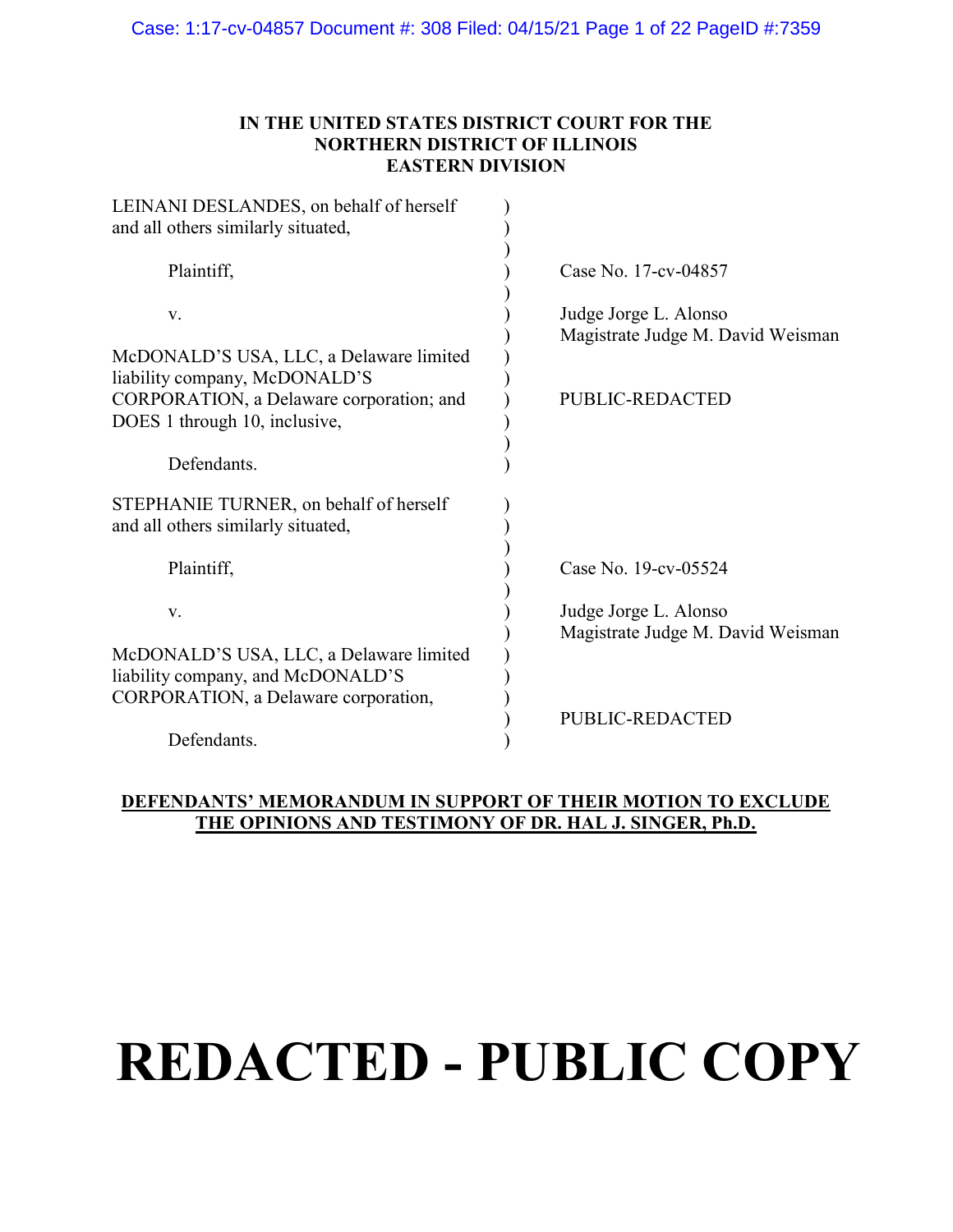**IN THE UNITED STATES DISTRICT COURT FOR THE NORTHERN DISTRICT OF ILLINOIS EASTERN DIVISION**

| | |
|---|---|
| LEINANI DESLANDES, on behalf of herself and all others similarly situated, | |
| Plaintiff, | Case No. 17-cv-04857 |
| v. | Judge Jorge L. Alonso<br>Magistrate Judge M. David Weisman |
| McDONALD'S USA, LLC, a Delaware limited liability company, McDONALD'S CORPORATION, a Delaware corporation; and DOES 1 through 10, inclusive, | PUBLIC-REDACTED |
| Defendants. | |

| | |
|---|---|
| STEPHANIE TURNER, on behalf of herself and all others similarly situated, | |
| Plaintiff, | Case No. 19-cv-05524 |
| v. | Judge Jorge L. Alonso<br>Magistrate Judge M. David Weisman |
| McDONALD'S USA, LLC, a Delaware limited liability company, and McDONALD'S CORPORATION, a Delaware corporation, | |
| Defendants. | PUBLIC-REDACTED |

**DEFENDANTS' MEMORANDUM IN SUPPORT OF THEIR MOTION TO EXCLUDE THE OPINIONS AND TESTIMONY OF DR. HAL J. SINGER, Ph.D.**

# REDACTED - PUBLIC COPY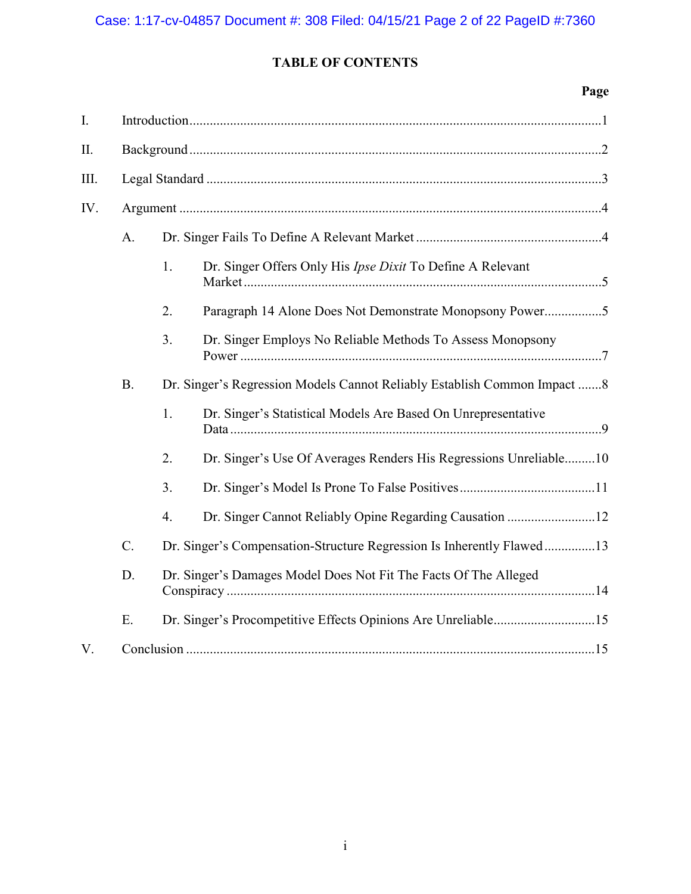## TABLE OF CONTENTS

| | | | | Page |
|---|---|---|---|---|
| I. | Introduction | | | 1 |
| II. | Background | | | 2 |
| III. | Legal Standard | | | 3 |
| IV. | Argument | | | 4 |
| | A. | Dr. Singer Fails To Define A Relevant Market | | 4 |
| | | 1. | Dr. Singer Offers Only His *Ipse Dixit* To Define A Relevant Market | 5 |
| | | 2. | Paragraph 14 Alone Does Not Demonstrate Monopsony Power | 5 |
| | | 3. | Dr. Singer Employs No Reliable Methods To Assess Monopsony Power | 7 |
| | B. | Dr. Singer's Regression Models Cannot Reliably Establish Common Impact | | 8 |
| | | 1. | Dr. Singer's Statistical Models Are Based On Unrepresentative Data | 9 |
| | | 2. | Dr. Singer's Use Of Averages Renders His Regressions Unreliable | 10 |
| | | 3. | Dr. Singer's Model Is Prone To False Positives | 11 |
| | | 4. | Dr. Singer Cannot Reliably Opine Regarding Causation | 12 |
| | C. | Dr. Singer's Compensation-Structure Regression Is Inherently Flawed | | 13 |
| | D. | Dr. Singer's Damages Model Does Not Fit The Facts Of The Alleged Conspiracy | | 14 |
| | E. | Dr. Singer's Procompetitive Effects Opinions Are Unreliable | | 15 |
| V. | Conclusion | | | 15 |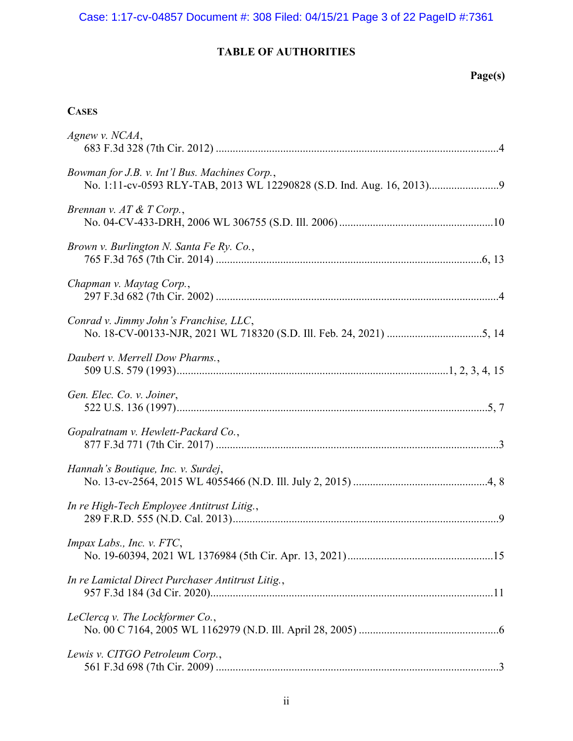# TABLE OF AUTHORITIES

**Page(s)**

**CASES**

*Agnew v. NCAA*,
683 F.3d 328 (7th Cir. 2012) ....................................................................................................4

*Bowman for J.B. v. Int'l Bus. Machines Corp.*,
No. 1:11-cv-0593 RLY-TAB, 2013 WL 12290828 (S.D. Ind. Aug. 16, 2013)........................9

*Brennan v. AT & T Corp.*,
No. 04-CV-433-DRH, 2006 WL 306755 (S.D. Ill. 2006) ......................................................10

*Brown v. Burlington N. Santa Fe Ry. Co.*,
765 F.3d 765 (7th Cir. 2014) ..............................................................................................6, 13

*Chapman v. Maytag Corp.*,
297 F.3d 682 (7th Cir. 2002) ....................................................................................................4

*Conrad v. Jimmy John's Franchise, LLC*,
No. 18-CV-00133-NJR, 2021 WL 718320 (S.D. Ill. Feb. 24, 2021) .................................5, 14

*Daubert v. Merrell Dow Pharms.*,
509 U.S. 579 (1993)................................................................................................1, 2, 3, 4, 15

*Gen. Elec. Co. v. Joiner*,
522 U.S. 136 (1997)..............................................................................................................5, 7

*Gopalratnam v. Hewlett-Packard Co.*,
877 F.3d 771 (7th Cir. 2017) ....................................................................................................3

*Hannah's Boutique, Inc. v. Surdej*,
No. 13-cv-2564, 2015 WL 4055466 (N.D. Ill. July 2, 2015) ...............................................4, 8

*In re High-Tech Employee Antitrust Litig.*,
289 F.R.D. 555 (N.D. Cal. 2013)..............................................................................................9

*Impax Labs., Inc. v. FTC*,
No. 19-60394, 2021 WL 1376984 (5th Cir. Apr. 13, 2021)....................................................15

*In re Lamictal Direct Purchaser Antitrust Litig.*,
957 F.3d 184 (3d Cir. 2020)....................................................................................................11

*LeClercq v. The Lockformer Co.*,
No. 00 C 7164, 2005 WL 1162979 (N.D. Ill. April 28, 2005) .................................................6

*Lewis v. CITGO Petroleum Corp.*,
561 F.3d 698 (7th Cir. 2009) ....................................................................................................3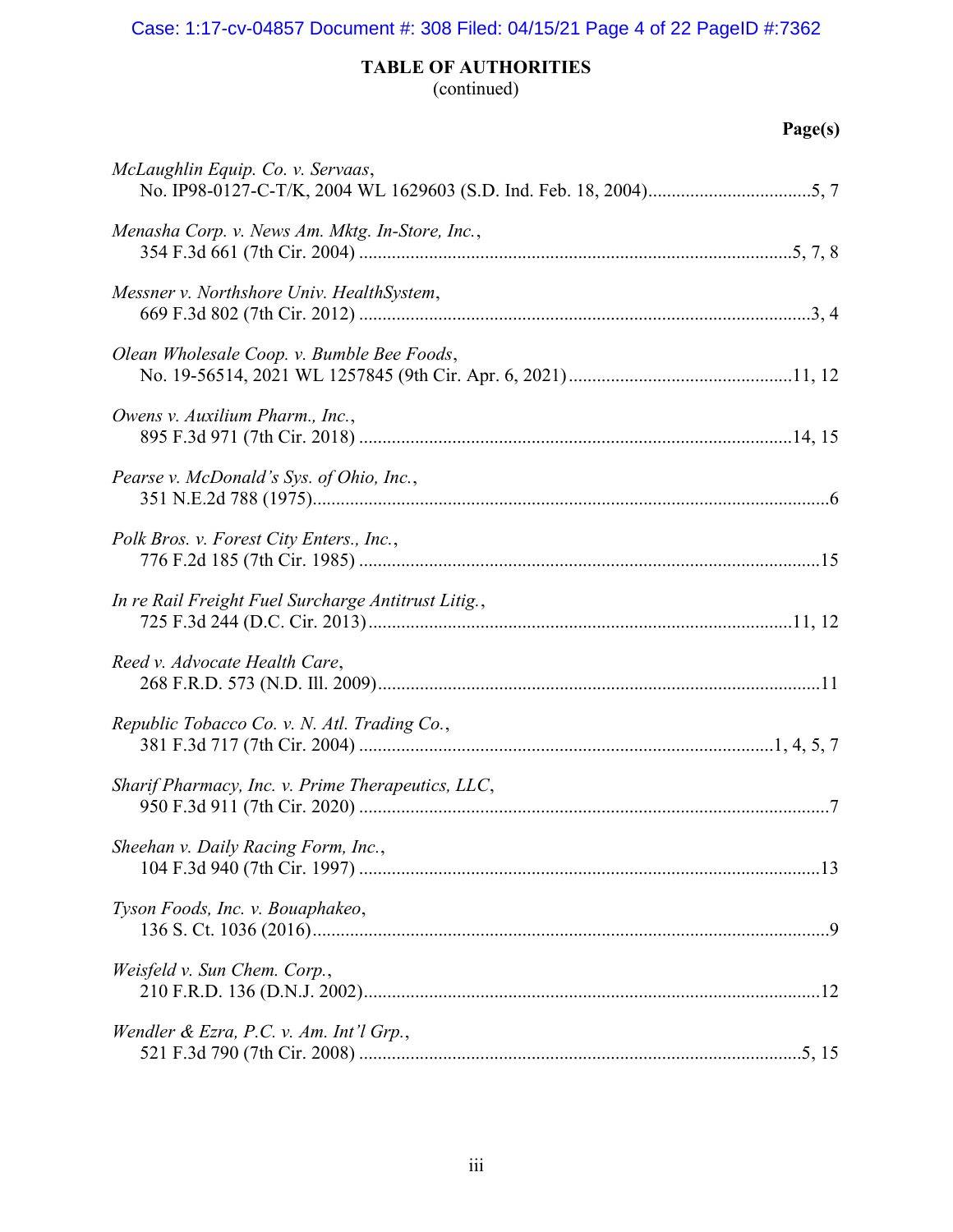**TABLE OF AUTHORITIES**
(continued)

**Page(s)**

*McLaughlin Equip. Co. v. Servaas*,
No. IP98-0127-C-T/K, 2004 WL 1629603 (S.D. Ind. Feb. 18, 2004)....................5, 7

*Menasha Corp. v. News Am. Mktg. In-Store, Inc.*,
354 F.3d 661 (7th Cir. 2004)....................5, 7, 8

*Messner v. Northshore Univ. HealthSystem*,
669 F.3d 802 (7th Cir. 2012)....................3, 4

*Olean Wholesale Coop. v. Bumble Bee Foods*,
No. 19-56514, 2021 WL 1257845 (9th Cir. Apr. 6, 2021)....................11, 12

*Owens v. Auxilium Pharm., Inc.*,
895 F.3d 971 (7th Cir. 2018)....................14, 15

*Pearse v. McDonald's Sys. of Ohio, Inc.*,
351 N.E.2d 788 (1975)....................6

*Polk Bros. v. Forest City Enters., Inc.*,
776 F.2d 185 (7th Cir. 1985)....................15

*In re Rail Freight Fuel Surcharge Antitrust Litig.*,
725 F.3d 244 (D.C. Cir. 2013)....................11, 12

*Reed v. Advocate Health Care*,
268 F.R.D. 573 (N.D. Ill. 2009)....................11

*Republic Tobacco Co. v. N. Atl. Trading Co.*,
381 F.3d 717 (7th Cir. 2004)....................1, 4, 5, 7

*Sharif Pharmacy, Inc. v. Prime Therapeutics, LLC*,
950 F.3d 911 (7th Cir. 2020)....................7

*Sheehan v. Daily Racing Form, Inc.*,
104 F.3d 940 (7th Cir. 1997)....................13

*Tyson Foods, Inc. v. Bouaphakeo*,
136 S. Ct. 1036 (2016)....................9

*Weisfeld v. Sun Chem. Corp.*,
210 F.R.D. 136 (D.N.J. 2002)....................12

*Wendler & Ezra, P.C. v. Am. Int'l Grp.*,
521 F.3d 790 (7th Cir. 2008)....................5, 15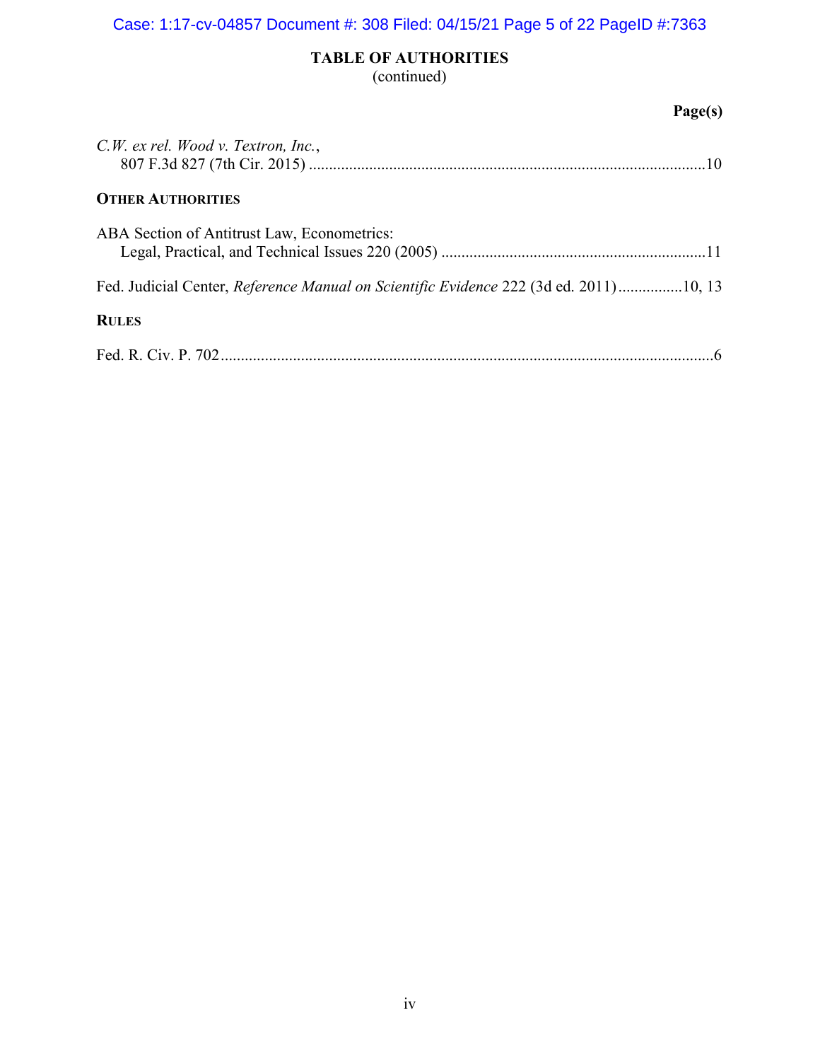**TABLE OF AUTHORITIES**
(continued)

**Page(s)**

*C.W. ex rel. Wood v. Textron, Inc.*,
807 F.3d 827 (7th Cir. 2015) ....................................................................................................10

**OTHER AUTHORITIES**

ABA Section of Antitrust Law, Econometrics:
Legal, Practical, and Technical Issues 220 (2005) ..................................................................11

Fed. Judicial Center, *Reference Manual on Scientific Evidence* 222 (3d ed. 2011)................10, 13

**RULES**

Fed. R. Civ. P. 702...........................................................................................................................6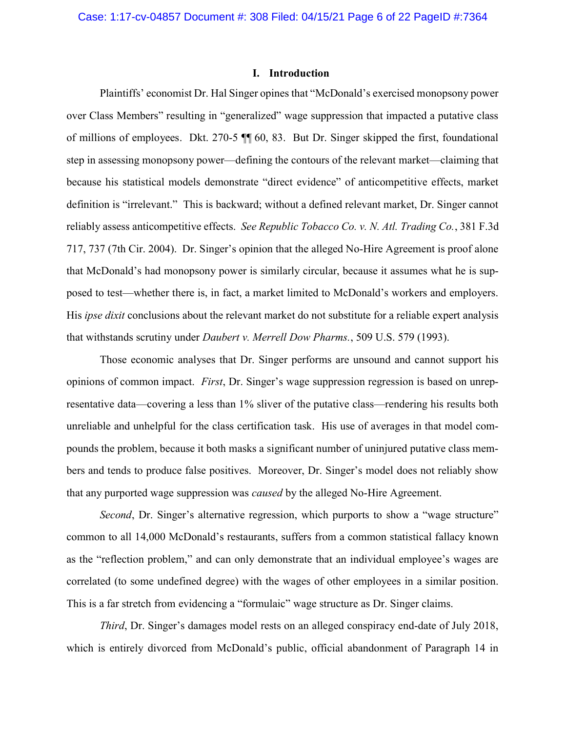## I. Introduction

Plaintiffs' economist Dr. Hal Singer opines that "McDonald's exercised monopsony power over Class Members" resulting in "generalized" wage suppression that impacted a putative class of millions of employees. Dkt. 270-5 ¶¶ 60, 83. But Dr. Singer skipped the first, foundational step in assessing monopsony power—defining the contours of the relevant market—claiming that because his statistical models demonstrate "direct evidence" of anticompetitive effects, market definition is "irrelevant." This is backward; without a defined relevant market, Dr. Singer cannot reliably assess anticompetitive effects. *See Republic Tobacco Co. v. N. Atl. Trading Co.*, 381 F.3d 717, 737 (7th Cir. 2004). Dr. Singer's opinion that the alleged No-Hire Agreement is proof alone that McDonald's had monopsony power is similarly circular, because it assumes what he is supposed to test—whether there is, in fact, a market limited to McDonald's workers and employers. His *ipse dixit* conclusions about the relevant market do not substitute for a reliable expert analysis that withstands scrutiny under *Daubert v. Merrell Dow Pharms.*, 509 U.S. 579 (1993).

Those economic analyses that Dr. Singer performs are unsound and cannot support his opinions of common impact. *First*, Dr. Singer's wage suppression regression is based on unrepresentative data—covering a less than 1% sliver of the putative class—rendering his results both unreliable and unhelpful for the class certification task. His use of averages in that model compounds the problem, because it both masks a significant number of uninjured putative class members and tends to produce false positives. Moreover, Dr. Singer's model does not reliably show that any purported wage suppression was *caused* by the alleged No-Hire Agreement.

*Second*, Dr. Singer's alternative regression, which purports to show a "wage structure" common to all 14,000 McDonald's restaurants, suffers from a common statistical fallacy known as the "reflection problem," and can only demonstrate that an individual employee's wages are correlated (to some undefined degree) with the wages of other employees in a similar position. This is a far stretch from evidencing a "formulaic" wage structure as Dr. Singer claims.

*Third*, Dr. Singer's damages model rests on an alleged conspiracy end-date of July 2018, which is entirely divorced from McDonald's public, official abandonment of Paragraph 14 in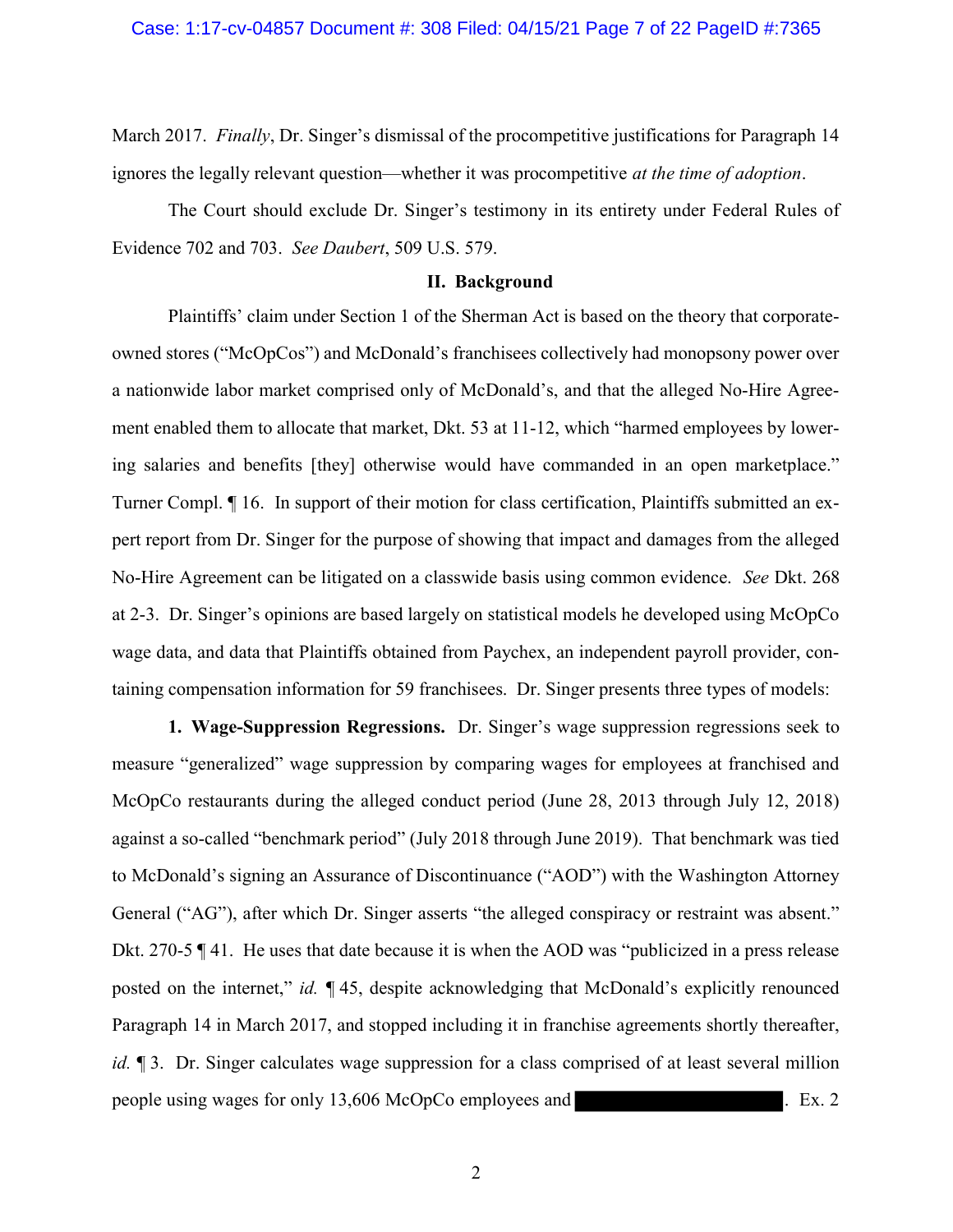March 2017. *Finally*, Dr. Singer's dismissal of the procompetitive justifications for Paragraph 14 ignores the legally relevant question—whether it was procompetitive *at the time of adoption*.

The Court should exclude Dr. Singer's testimony in its entirety under Federal Rules of Evidence 702 and 703. *See Daubert*, 509 U.S. 579.

## II. Background

Plaintiffs' claim under Section 1 of the Sherman Act is based on the theory that corporate-owned stores ("McOpCos") and McDonald's franchisees collectively had monopsony power over a nationwide labor market comprised only of McDonald's, and that the alleged No-Hire Agreement enabled them to allocate that market, Dkt. 53 at 11-12, which "harmed employees by lowering salaries and benefits [they] otherwise would have commanded in an open marketplace." Turner Compl. ¶ 16. In support of their motion for class certification, Plaintiffs submitted an expert report from Dr. Singer for the purpose of showing that impact and damages from the alleged No-Hire Agreement can be litigated on a classwide basis using common evidence. *See* Dkt. 268 at 2-3. Dr. Singer's opinions are based largely on statistical models he developed using McOpCo wage data, and data that Plaintiffs obtained from Paychex, an independent payroll provider, containing compensation information for 59 franchisees. Dr. Singer presents three types of models:

**1. Wage-Suppression Regressions.** Dr. Singer's wage suppression regressions seek to measure "generalized" wage suppression by comparing wages for employees at franchised and McOpCo restaurants during the alleged conduct period (June 28, 2013 through July 12, 2018) against a so-called "benchmark period" (July 2018 through June 2019). That benchmark was tied to McDonald's signing an Assurance of Discontinuance ("AOD") with the Washington Attorney General ("AG"), after which Dr. Singer asserts "the alleged conspiracy or restraint was absent." Dkt. 270-5 ¶ 41. He uses that date because it is when the AOD was "publicized in a press release posted on the internet," *id.* ¶ 45, despite acknowledging that McDonald's explicitly renounced Paragraph 14 in March 2017, and stopped including it in franchise agreements shortly thereafter, *id.* ¶ 3. Dr. Singer calculates wage suppression for a class comprised of at least several million people using wages for only 13,606 McOpCo employees and [REDACTED]. Ex. 2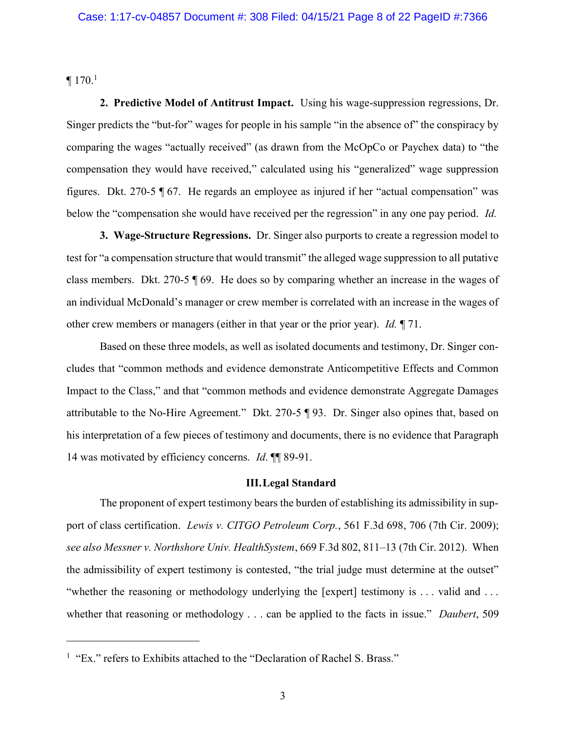¶ 170.[1]

**2. Predictive Model of Antitrust Impact.** Using his wage-suppression regressions, Dr. Singer predicts the "but-for" wages for people in his sample "in the absence of" the conspiracy by comparing the wages "actually received" (as drawn from the McOpCo or Paychex data) to "the compensation they would have received," calculated using his "generalized" wage suppression figures. Dkt. 270-5 ¶ 67. He regards an employee as injured if her "actual compensation" was below the "compensation she would have received per the regression" in any one pay period. *Id.*

**3. Wage-Structure Regressions.** Dr. Singer also purports to create a regression model to test for "a compensation structure that would transmit" the alleged wage suppression to all putative class members. Dkt. 270-5 ¶ 69. He does so by comparing whether an increase in the wages of an individual McDonald's manager or crew member is correlated with an increase in the wages of other crew members or managers (either in that year or the prior year). *Id.* ¶ 71.

Based on these three models, as well as isolated documents and testimony, Dr. Singer concludes that "common methods and evidence demonstrate Anticompetitive Effects and Common Impact to the Class," and that "common methods and evidence demonstrate Aggregate Damages attributable to the No-Hire Agreement." Dkt. 270-5 ¶ 93. Dr. Singer also opines that, based on his interpretation of a few pieces of testimony and documents, there is no evidence that Paragraph 14 was motivated by efficiency concerns. *Id*. ¶¶ 89-91.

## III. Legal Standard

The proponent of expert testimony bears the burden of establishing its admissibility in support of class certification. *Lewis v. CITGO Petroleum Corp.*, 561 F.3d 698, 706 (7th Cir. 2009); *see also Messner v. Northshore Univ. HealthSystem*, 669 F.3d 802, 811–13 (7th Cir. 2012). When the admissibility of expert testimony is contested, "the trial judge must determine at the outset" "whether the reasoning or methodology underlying the [expert] testimony is . . . valid and . . . whether that reasoning or methodology . . . can be applied to the facts in issue." *Daubert*, 509

[1] "Ex." refers to Exhibits attached to the "Declaration of Rachel S. Brass."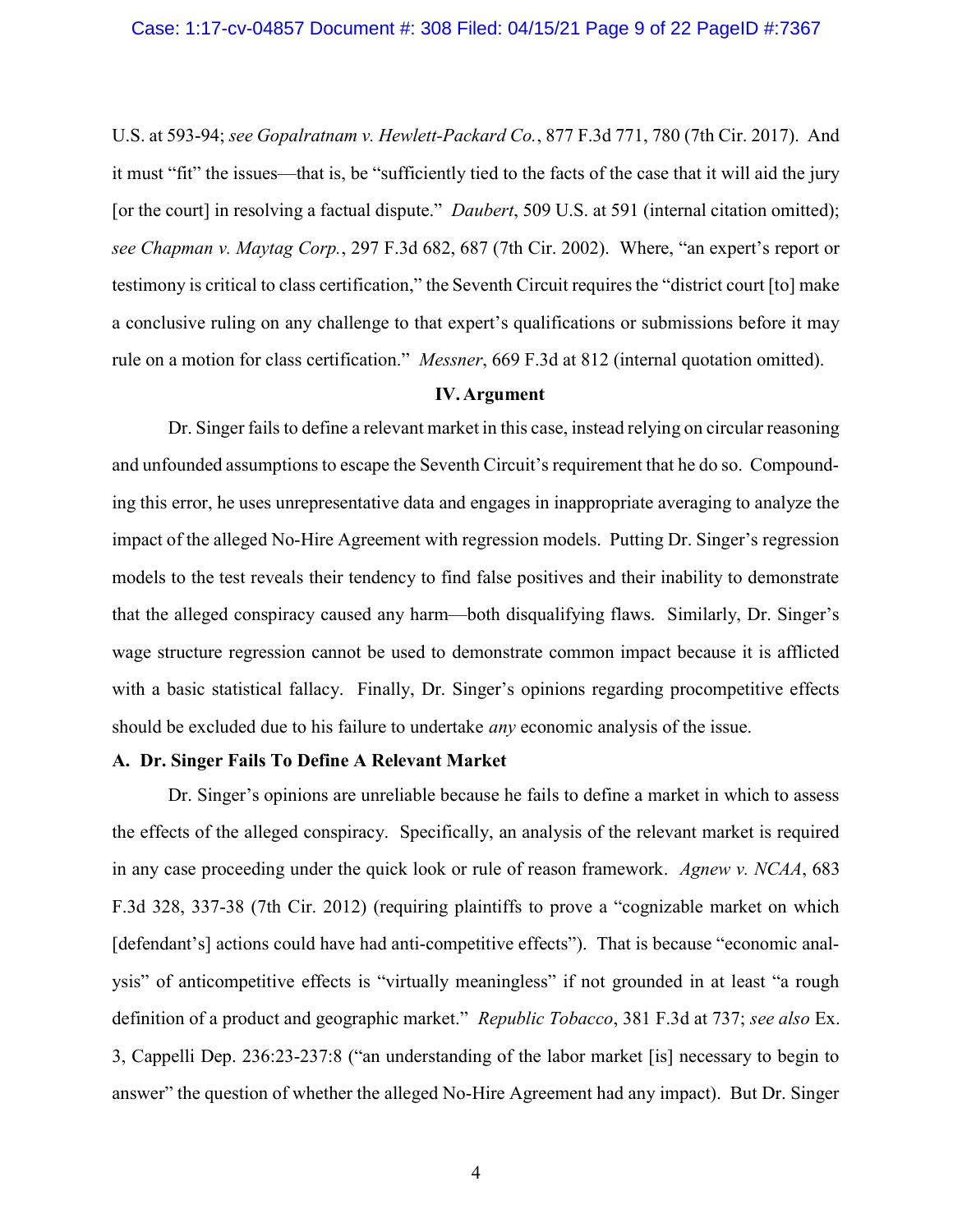U.S. at 593-94; *see Gopalratnam v. Hewlett-Packard Co.*, 877 F.3d 771, 780 (7th Cir. 2017). And it must "fit" the issues—that is, be "sufficiently tied to the facts of the case that it will aid the jury [or the court] in resolving a factual dispute." *Daubert*, 509 U.S. at 591 (internal citation omitted); *see Chapman v. Maytag Corp.*, 297 F.3d 682, 687 (7th Cir. 2002). Where, "an expert's report or testimony is critical to class certification," the Seventh Circuit requires the "district court [to] make a conclusive ruling on any challenge to that expert's qualifications or submissions before it may rule on a motion for class certification." *Messner*, 669 F.3d at 812 (internal quotation omitted).

## IV. Argument

Dr. Singer fails to define a relevant market in this case, instead relying on circular reasoning and unfounded assumptions to escape the Seventh Circuit's requirement that he do so. Compounding this error, he uses unrepresentative data and engages in inappropriate averaging to analyze the impact of the alleged No-Hire Agreement with regression models. Putting Dr. Singer's regression models to the test reveals their tendency to find false positives and their inability to demonstrate that the alleged conspiracy caused any harm—both disqualifying flaws. Similarly, Dr. Singer's wage structure regression cannot be used to demonstrate common impact because it is afflicted with a basic statistical fallacy. Finally, Dr. Singer's opinions regarding procompetitive effects should be excluded due to his failure to undertake *any* economic analysis of the issue.

### A. Dr. Singer Fails To Define A Relevant Market

Dr. Singer's opinions are unreliable because he fails to define a market in which to assess the effects of the alleged conspiracy. Specifically, an analysis of the relevant market is required in any case proceeding under the quick look or rule of reason framework. *Agnew v. NCAA*, 683 F.3d 328, 337-38 (7th Cir. 2012) (requiring plaintiffs to prove a "cognizable market on which [defendant's] actions could have had anti-competitive effects"). That is because "economic analysis" of anticompetitive effects is "virtually meaningless" if not grounded in at least "a rough definition of a product and geographic market." *Republic Tobacco*, 381 F.3d at 737; *see also* Ex. 3, Cappelli Dep. 236:23-237:8 ("an understanding of the labor market [is] necessary to begin to answer" the question of whether the alleged No-Hire Agreement had any impact). But Dr. Singer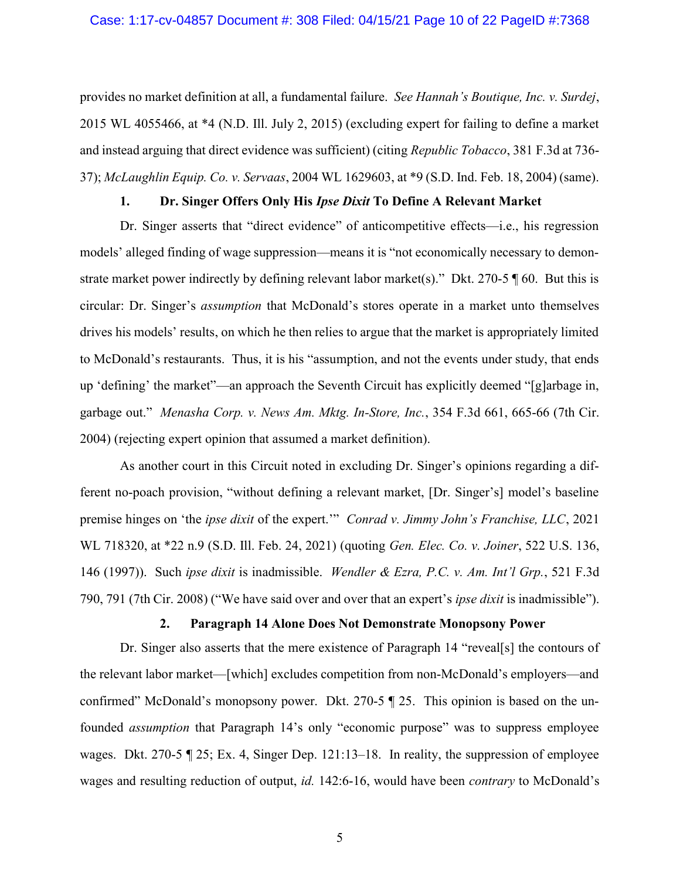provides no market definition at all, a fundamental failure. *See Hannah's Boutique, Inc. v. Surdej*, 2015 WL 4055466, at *4 (N.D. Ill. July 2, 2015) (excluding expert for failing to define a market and instead arguing that direct evidence was sufficient) (citing *Republic Tobacco*, 381 F.3d at 736-37); *McLaughlin Equip. Co. v. Servaas*, 2004 WL 1629603, at *9 (S.D. Ind. Feb. 18, 2004) (same).

### 1. Dr. Singer Offers Only His *Ipse Dixit* To Define A Relevant Market

Dr. Singer asserts that "direct evidence" of anticompetitive effects—i.e., his regression models' alleged finding of wage suppression—means it is "not economically necessary to demonstrate market power indirectly by defining relevant labor market(s)." Dkt. 270-5 ¶ 60. But this is circular: Dr. Singer's *assumption* that McDonald's stores operate in a market unto themselves drives his models' results, on which he then relies to argue that the market is appropriately limited to McDonald's restaurants. Thus, it is his "assumption, and not the events under study, that ends up 'defining' the market"—an approach the Seventh Circuit has explicitly deemed "[g]arbage in, garbage out." *Menasha Corp. v. News Am. Mktg. In-Store, Inc.*, 354 F.3d 661, 665-66 (7th Cir. 2004) (rejecting expert opinion that assumed a market definition).

As another court in this Circuit noted in excluding Dr. Singer's opinions regarding a different no-poach provision, "without defining a relevant market, [Dr. Singer's] model's baseline premise hinges on 'the *ipse dixit* of the expert.'" *Conrad v. Jimmy John's Franchise, LLC*, 2021 WL 718320, at *22 n.9 (S.D. Ill. Feb. 24, 2021) (quoting *Gen. Elec. Co. v. Joiner*, 522 U.S. 136, 146 (1997)). Such *ipse dixit* is inadmissible. *Wendler & Ezra, P.C. v. Am. Int'l Grp.*, 521 F.3d 790, 791 (7th Cir. 2008) ("We have said over and over that an expert's *ipse dixit* is inadmissible").

### 2. Paragraph 14 Alone Does Not Demonstrate Monopsony Power

Dr. Singer also asserts that the mere existence of Paragraph 14 "reveal[s] the contours of the relevant labor market—[which] excludes competition from non-McDonald's employers—and confirmed" McDonald's monopsony power. Dkt. 270-5 ¶ 25. This opinion is based on the unfounded *assumption* that Paragraph 14's only "economic purpose" was to suppress employee wages. Dkt. 270-5 ¶ 25; Ex. 4, Singer Dep. 121:13–18. In reality, the suppression of employee wages and resulting reduction of output, *id.* 142:6-16, would have been *contrary* to McDonald's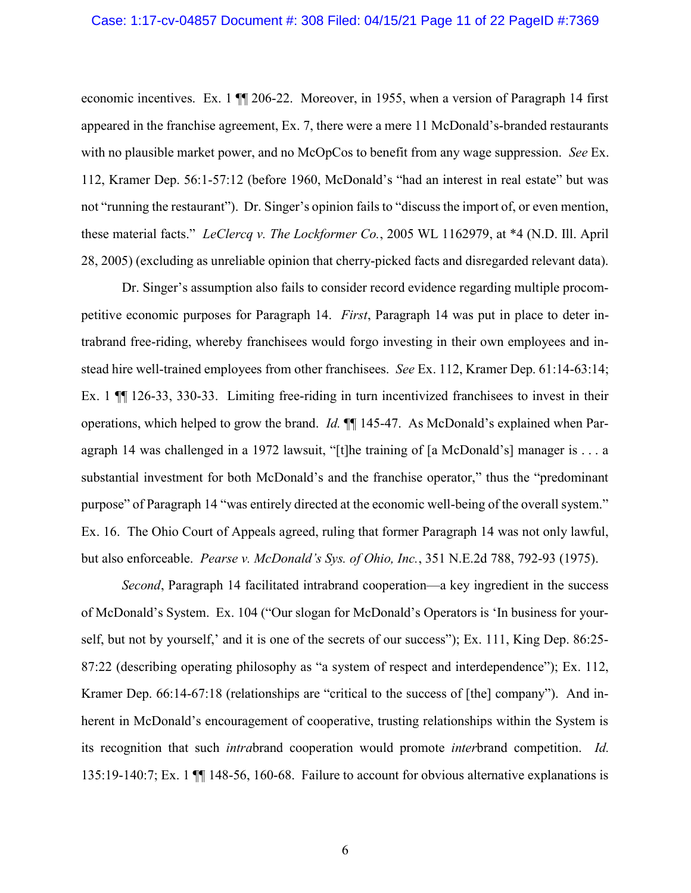economic incentives. Ex. 1 ¶¶ 206-22. Moreover, in 1955, when a version of Paragraph 14 first appeared in the franchise agreement, Ex. 7, there were a mere 11 McDonald's-branded restaurants with no plausible market power, and no McOpCos to benefit from any wage suppression. *See* Ex. 112, Kramer Dep. 56:1-57:12 (before 1960, McDonald's "had an interest in real estate" but was not "running the restaurant"). Dr. Singer's opinion fails to "discuss the import of, or even mention, these material facts." *LeClercq v. The Lockformer Co.*, 2005 WL 1162979, at *4 (N.D. Ill. April 28, 2005) (excluding as unreliable opinion that cherry-picked facts and disregarded relevant data).

Dr. Singer's assumption also fails to consider record evidence regarding multiple procompetitive economic purposes for Paragraph 14. *First*, Paragraph 14 was put in place to deter intrabrand free-riding, whereby franchisees would forgo investing in their own employees and instead hire well-trained employees from other franchisees. *See* Ex. 112, Kramer Dep. 61:14-63:14; Ex. 1 ¶¶ 126-33, 330-33. Limiting free-riding in turn incentivized franchisees to invest in their operations, which helped to grow the brand. *Id.* ¶¶ 145-47. As McDonald's explained when Paragraph 14 was challenged in a 1972 lawsuit, "[t]he training of [a McDonald's] manager is . . . a substantial investment for both McDonald's and the franchise operator," thus the "predominant purpose" of Paragraph 14 "was entirely directed at the economic well-being of the overall system." Ex. 16. The Ohio Court of Appeals agreed, ruling that former Paragraph 14 was not only lawful, but also enforceable. *Pearse v. McDonald's Sys. of Ohio, Inc.*, 351 N.E.2d 788, 792-93 (1975).

*Second*, Paragraph 14 facilitated intrabrand cooperation—a key ingredient in the success of McDonald's System. Ex. 104 ("Our slogan for McDonald's Operators is 'In business for yourself, but not by yourself,' and it is one of the secrets of our success"); Ex. 111, King Dep. 86:25-87:22 (describing operating philosophy as "a system of respect and interdependence"); Ex. 112, Kramer Dep. 66:14-67:18 (relationships are "critical to the success of [the] company"). And inherent in McDonald's encouragement of cooperative, trusting relationships within the System is its recognition that such *intra*brand cooperation would promote *inter*brand competition. *Id.* 135:19-140:7; Ex. 1 ¶¶ 148-56, 160-68. Failure to account for obvious alternative explanations is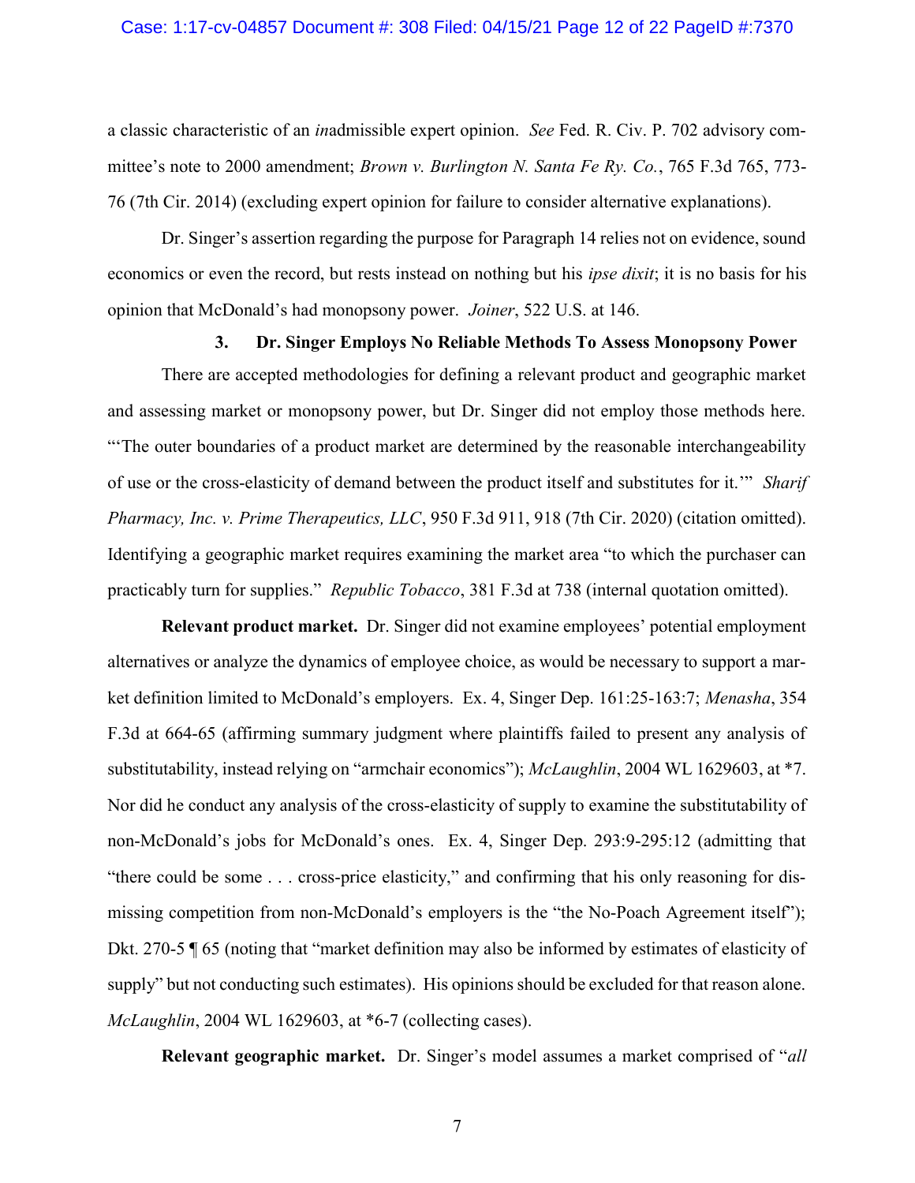a classic characteristic of an *in*admissible expert opinion. *See* Fed. R. Civ. P. 702 advisory committee's note to 2000 amendment; *Brown v. Burlington N. Santa Fe Ry. Co.*, 765 F.3d 765, 773-76 (7th Cir. 2014) (excluding expert opinion for failure to consider alternative explanations).

Dr. Singer's assertion regarding the purpose for Paragraph 14 relies not on evidence, sound economics or even the record, but rests instead on nothing but his *ipse dixit*; it is no basis for his opinion that McDonald's had monopsony power. *Joiner*, 522 U.S. at 146.

### 3. Dr. Singer Employs No Reliable Methods To Assess Monopsony Power

There are accepted methodologies for defining a relevant product and geographic market and assessing market or monopsony power, but Dr. Singer did not employ those methods here. "'The outer boundaries of a product market are determined by the reasonable interchangeability of use or the cross-elasticity of demand between the product itself and substitutes for it.'" *Sharif Pharmacy, Inc. v. Prime Therapeutics, LLC*, 950 F.3d 911, 918 (7th Cir. 2020) (citation omitted). Identifying a geographic market requires examining the market area "to which the purchaser can practicably turn for supplies." *Republic Tobacco*, 381 F.3d at 738 (internal quotation omitted).

**Relevant product market.** Dr. Singer did not examine employees' potential employment alternatives or analyze the dynamics of employee choice, as would be necessary to support a market definition limited to McDonald's employers. Ex. 4, Singer Dep. 161:25-163:7; *Menasha*, 354 F.3d at 664-65 (affirming summary judgment where plaintiffs failed to present any analysis of substitutability, instead relying on "armchair economics"); *McLaughlin*, 2004 WL 1629603, at *7. Nor did he conduct any analysis of the cross-elasticity of supply to examine the substitutability of non-McDonald's jobs for McDonald's ones. Ex. 4, Singer Dep. 293:9-295:12 (admitting that "there could be some . . . cross-price elasticity," and confirming that his only reasoning for dismissing competition from non-McDonald's employers is the "the No-Poach Agreement itself"); Dkt. 270-5 ¶ 65 (noting that "market definition may also be informed by estimates of elasticity of supply" but not conducting such estimates). His opinions should be excluded for that reason alone. *McLaughlin*, 2004 WL 1629603, at *6-7 (collecting cases).

**Relevant geographic market.** Dr. Singer's model assumes a market comprised of "*all*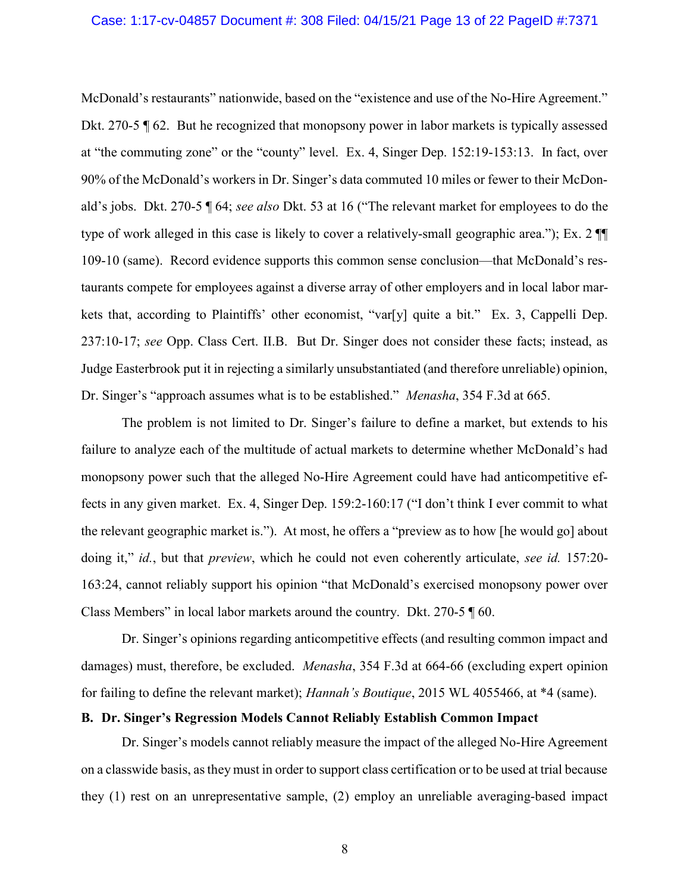McDonald's restaurants" nationwide, based on the "existence and use of the No-Hire Agreement." Dkt. 270-5 ¶ 62. But he recognized that monopsony power in labor markets is typically assessed at "the commuting zone" or the "county" level. Ex. 4, Singer Dep. 152:19-153:13. In fact, over 90% of the McDonald's workers in Dr. Singer's data commuted 10 miles or fewer to their McDonald's jobs. Dkt. 270-5 ¶ 64; *see also* Dkt. 53 at 16 ("The relevant market for employees to do the type of work alleged in this case is likely to cover a relatively-small geographic area."); Ex. 2 ¶¶ 109-10 (same). Record evidence supports this common sense conclusion—that McDonald's restaurants compete for employees against a diverse array of other employers and in local labor markets that, according to Plaintiffs' other economist, "var[y] quite a bit." Ex. 3, Cappelli Dep. 237:10-17; *see* Opp. Class Cert. II.B. But Dr. Singer does not consider these facts; instead, as Judge Easterbrook put it in rejecting a similarly unsubstantiated (and therefore unreliable) opinion, Dr. Singer's "approach assumes what is to be established." *Menasha*, 354 F.3d at 665.

The problem is not limited to Dr. Singer's failure to define a market, but extends to his failure to analyze each of the multitude of actual markets to determine whether McDonald's had monopsony power such that the alleged No-Hire Agreement could have had anticompetitive effects in any given market. Ex. 4, Singer Dep. 159:2-160:17 ("I don't think I ever commit to what the relevant geographic market is."). At most, he offers a "preview as to how [he would go] about doing it," *id.*, but that *preview*, which he could not even coherently articulate, *see id.* 157:20-163:24, cannot reliably support his opinion "that McDonald's exercised monopsony power over Class Members" in local labor markets around the country. Dkt. 270-5 ¶ 60.

Dr. Singer's opinions regarding anticompetitive effects (and resulting common impact and damages) must, therefore, be excluded. *Menasha*, 354 F.3d at 664-66 (excluding expert opinion for failing to define the relevant market); *Hannah's Boutique*, 2015 WL 4055466, at *4 (same).

### B. Dr. Singer's Regression Models Cannot Reliably Establish Common Impact

Dr. Singer's models cannot reliably measure the impact of the alleged No-Hire Agreement on a classwide basis, as they must in order to support class certification or to be used at trial because they (1) rest on an unrepresentative sample, (2) employ an unreliable averaging-based impact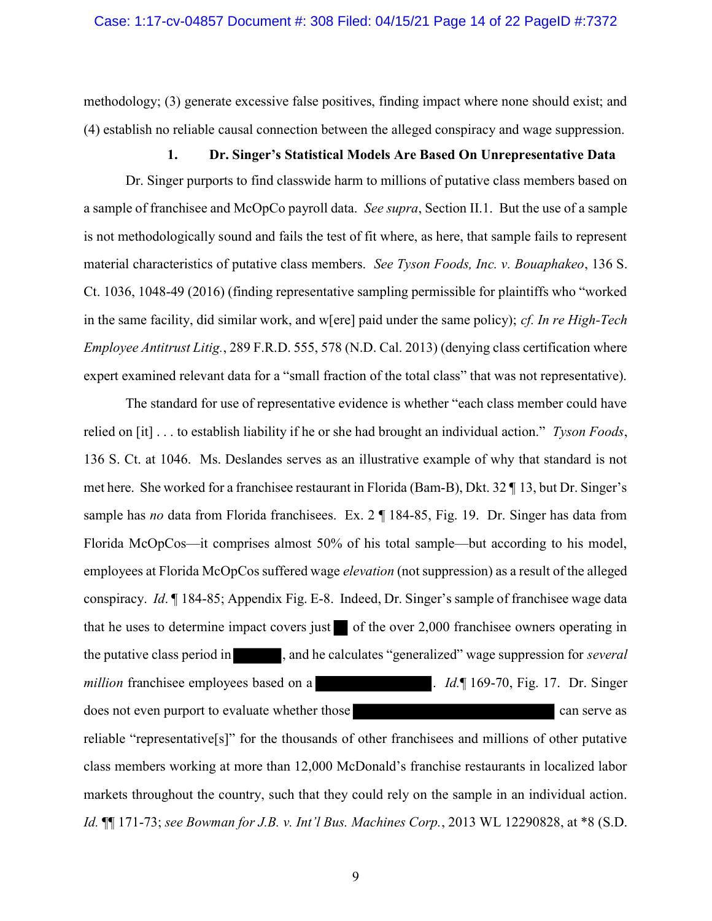methodology; (3) generate excessive false positives, finding impact where none should exist; and (4) establish no reliable causal connection between the alleged conspiracy and wage suppression.

### 1. Dr. Singer's Statistical Models Are Based On Unrepresentative Data

Dr. Singer purports to find classwide harm to millions of putative class members based on a sample of franchisee and McOpCo payroll data. *See supra*, Section II.1. But the use of a sample is not methodologically sound and fails the test of fit where, as here, that sample fails to represent material characteristics of putative class members. *See Tyson Foods, Inc. v. Bouaphakeo*, 136 S. Ct. 1036, 1048-49 (2016) (finding representative sampling permissible for plaintiffs who "worked in the same facility, did similar work, and w[ere] paid under the same policy); *cf. In re High-Tech Employee Antitrust Litig.*, 289 F.R.D. 555, 578 (N.D. Cal. 2013) (denying class certification where expert examined relevant data for a "small fraction of the total class" that was not representative).

The standard for use of representative evidence is whether "each class member could have relied on [it] . . . to establish liability if he or she had brought an individual action." *Tyson Foods*, 136 S. Ct. at 1046. Ms. Deslandes serves as an illustrative example of why that standard is not met here. She worked for a franchisee restaurant in Florida (Bam-B), Dkt. 32 ¶ 13, but Dr. Singer's sample has *no* data from Florida franchisees. Ex. 2 ¶ 184-85, Fig. 19. Dr. Singer has data from Florida McOpCos—it comprises almost 50% of his total sample—but according to his model, employees at Florida McOpCos suffered wage *elevation* (not suppression) as a result of the alleged conspiracy. *Id*. ¶ 184-85; Appendix Fig. E-8. Indeed, Dr. Singer's sample of franchisee wage data that he uses to determine impact covers just [REDACTED] of the over 2,000 franchisee owners operating in the putative class period in [REDACTED], and he calculates "generalized" wage suppression for *several million* franchisee employees based on a [REDACTED]. *Id.*¶ 169-70, Fig. 17. Dr. Singer does not even purport to evaluate whether those [REDACTED] can serve as reliable "representative[s]" for the thousands of other franchisees and millions of other putative class members working at more than 12,000 McDonald's franchise restaurants in localized labor markets throughout the country, such that they could rely on the sample in an individual action. *Id.* ¶¶ 171-73; *see Bowman for J.B. v. Int'l Bus. Machines Corp.*, 2013 WL 12290828, at *8 (S.D.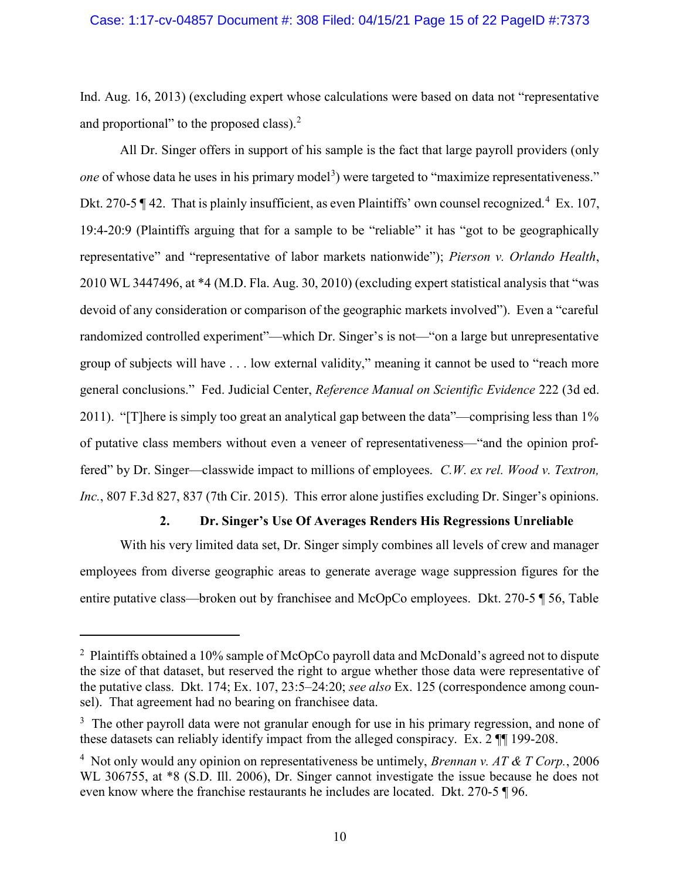Ind. Aug. 16, 2013) (excluding expert whose calculations were based on data not "representative and proportional" to the proposed class).[2]

All Dr. Singer offers in support of his sample is the fact that large payroll providers (only *one* of whose data he uses in his primary model[3]) were targeted to "maximize representativeness." Dkt. 270-5 ¶ 42. That is plainly insufficient, as even Plaintiffs' own counsel recognized.[4] Ex. 107, 19:4-20:9 (Plaintiffs arguing that for a sample to be "reliable" it has "got to be geographically representative" and "representative of labor markets nationwide"); *Pierson v. Orlando Health*, 2010 WL 3447496, at *4 (M.D. Fla. Aug. 30, 2010) (excluding expert statistical analysis that "was devoid of any consideration or comparison of the geographic markets involved"). Even a "careful randomized controlled experiment"—which Dr. Singer's is not—"on a large but unrepresentative group of subjects will have . . . low external validity," meaning it cannot be used to "reach more general conclusions." Fed. Judicial Center, *Reference Manual on Scientific Evidence* 222 (3d ed. 2011). "[T]here is simply too great an analytical gap between the data"—comprising less than 1% of putative class members without even a veneer of representativeness—"and the opinion proffered" by Dr. Singer—classwide impact to millions of employees. *C.W. ex rel. Wood v. Textron, Inc.*, 807 F.3d 827, 837 (7th Cir. 2015). This error alone justifies excluding Dr. Singer's opinions.

### 2. Dr. Singer's Use Of Averages Renders His Regressions Unreliable

With his very limited data set, Dr. Singer simply combines all levels of crew and manager employees from diverse geographic areas to generate average wage suppression figures for the entire putative class—broken out by franchisee and McOpCo employees. Dkt. 270-5 ¶ 56, Table

---

[2] Plaintiffs obtained a 10% sample of McOpCo payroll data and McDonald's agreed not to dispute the size of that dataset, but reserved the right to argue whether those data were representative of the putative class. Dkt. 174; Ex. 107, 23:5–24:20; *see also* Ex. 125 (correspondence among counsel). That agreement had no bearing on franchisee data.

[3] The other payroll data were not granular enough for use in his primary regression, and none of these datasets can reliably identify impact from the alleged conspiracy. Ex. 2 ¶¶ 199-208.

[4] Not only would any opinion on representativeness be untimely, *Brennan v. AT & T Corp.*, 2006 WL 306755, at *8 (S.D. Ill. 2006), Dr. Singer cannot investigate the issue because he does not even know where the franchise restaurants he includes are located. Dkt. 270-5 ¶ 96.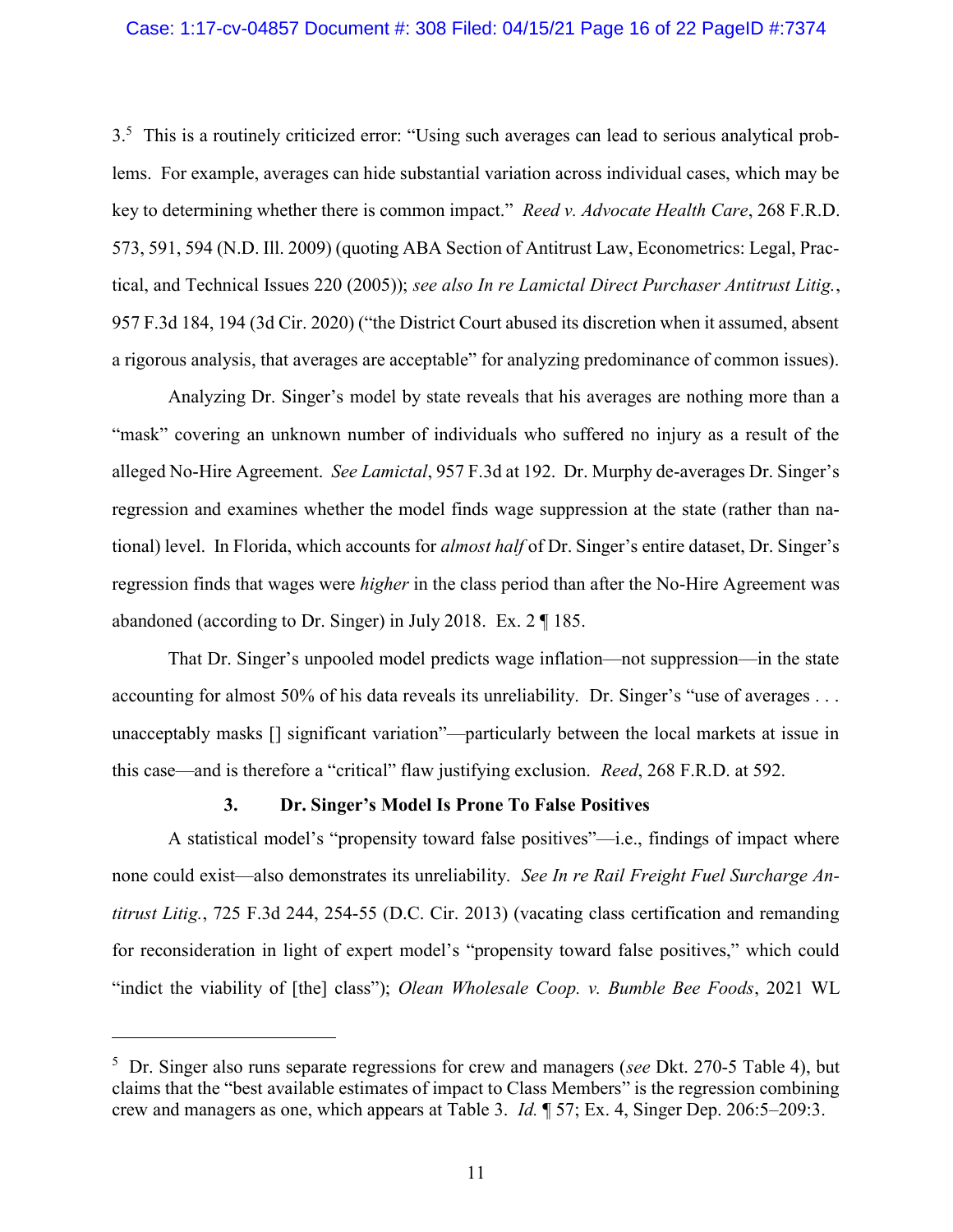3.[5] This is a routinely criticized error: "Using such averages can lead to serious analytical problems. For example, averages can hide substantial variation across individual cases, which may be key to determining whether there is common impact." *Reed v. Advocate Health Care*, 268 F.R.D. 573, 591, 594 (N.D. Ill. 2009) (quoting ABA Section of Antitrust Law, Econometrics: Legal, Practical, and Technical Issues 220 (2005)); *see also In re Lamictal Direct Purchaser Antitrust Litig.*, 957 F.3d 184, 194 (3d Cir. 2020) ("the District Court abused its discretion when it assumed, absent a rigorous analysis, that averages are acceptable" for analyzing predominance of common issues).

Analyzing Dr. Singer's model by state reveals that his averages are nothing more than a "mask" covering an unknown number of individuals who suffered no injury as a result of the alleged No-Hire Agreement. *See Lamictal*, 957 F.3d at 192. Dr. Murphy de-averages Dr. Singer's regression and examines whether the model finds wage suppression at the state (rather than national) level. In Florida, which accounts for *almost half* of Dr. Singer's entire dataset, Dr. Singer's regression finds that wages were *higher* in the class period than after the No-Hire Agreement was abandoned (according to Dr. Singer) in July 2018. Ex. 2 ¶ 185.

That Dr. Singer's unpooled model predicts wage inflation—not suppression—in the state accounting for almost 50% of his data reveals its unreliability. Dr. Singer's "use of averages . . . unacceptably masks [] significant variation"—particularly between the local markets at issue in this case—and is therefore a "critical" flaw justifying exclusion. *Reed*, 268 F.R.D. at 592.

### 3. Dr. Singer's Model Is Prone To False Positives

A statistical model's "propensity toward false positives"—i.e., findings of impact where none could exist—also demonstrates its unreliability. *See In re Rail Freight Fuel Surcharge Antitrust Litig.*, 725 F.3d 244, 254-55 (D.C. Cir. 2013) (vacating class certification and remanding for reconsideration in light of expert model's "propensity toward false positives," which could "indict the viability of [the] class"); *Olean Wholesale Coop. v. Bumble Bee Foods*, 2021 WL

---

[5] Dr. Singer also runs separate regressions for crew and managers (*see* Dkt. 270-5 Table 4), but claims that the "best available estimates of impact to Class Members" is the regression combining crew and managers as one, which appears at Table 3. *Id.* ¶ 57; Ex. 4, Singer Dep. 206:5–209:3.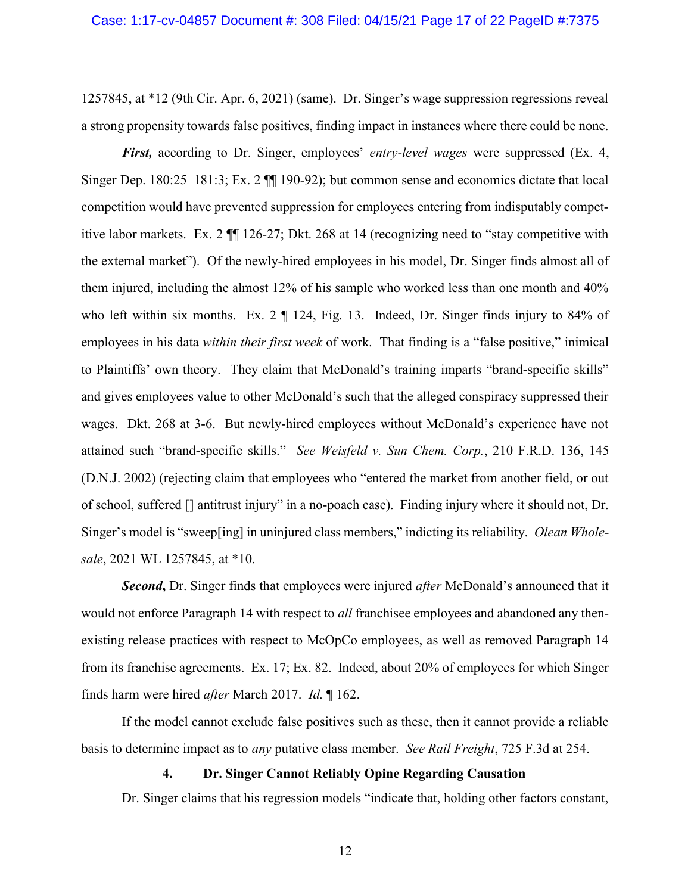1257845, at *12 (9th Cir. Apr. 6, 2021) (same). Dr. Singer's wage suppression regressions reveal a strong propensity towards false positives, finding impact in instances where there could be none.

***First,*** according to Dr. Singer, employees' *entry-level wages* were suppressed (Ex. 4, Singer Dep. 180:25–181:3; Ex. 2 ¶¶ 190-92); but common sense and economics dictate that local competition would have prevented suppression for employees entering from indisputably competitive labor markets. Ex. 2 ¶¶ 126-27; Dkt. 268 at 14 (recognizing need to "stay competitive with the external market"). Of the newly-hired employees in his model, Dr. Singer finds almost all of them injured, including the almost 12% of his sample who worked less than one month and 40% who left within six months. Ex. 2 ¶ 124, Fig. 13. Indeed, Dr. Singer finds injury to 84% of employees in his data *within their first week* of work. That finding is a "false positive," inimical to Plaintiffs' own theory. They claim that McDonald's training imparts "brand-specific skills" and gives employees value to other McDonald's such that the alleged conspiracy suppressed their wages. Dkt. 268 at 3-6. But newly-hired employees without McDonald's experience have not attained such "brand-specific skills." *See Weisfeld v. Sun Chem. Corp.*, 210 F.R.D. 136, 145 (D.N.J. 2002) (rejecting claim that employees who "entered the market from another field, or out of school, suffered [] antitrust injury" in a no-poach case). Finding injury where it should not, Dr. Singer's model is "sweep[ing] in uninjured class members," indicting its reliability. *Olean Wholesale*, 2021 WL 1257845, at *10.

***Second*****,** Dr. Singer finds that employees were injured *after* McDonald's announced that it would not enforce Paragraph 14 with respect to *all* franchisee employees and abandoned any then-existing release practices with respect to McOpCo employees, as well as removed Paragraph 14 from its franchise agreements. Ex. 17; Ex. 82. Indeed, about 20% of employees for which Singer finds harm were hired *after* March 2017. *Id.* ¶ 162.

If the model cannot exclude false positives such as these, then it cannot provide a reliable basis to determine impact as to *any* putative class member. *See Rail Freight*, 725 F.3d at 254.

### 4. Dr. Singer Cannot Reliably Opine Regarding Causation

Dr. Singer claims that his regression models "indicate that, holding other factors constant,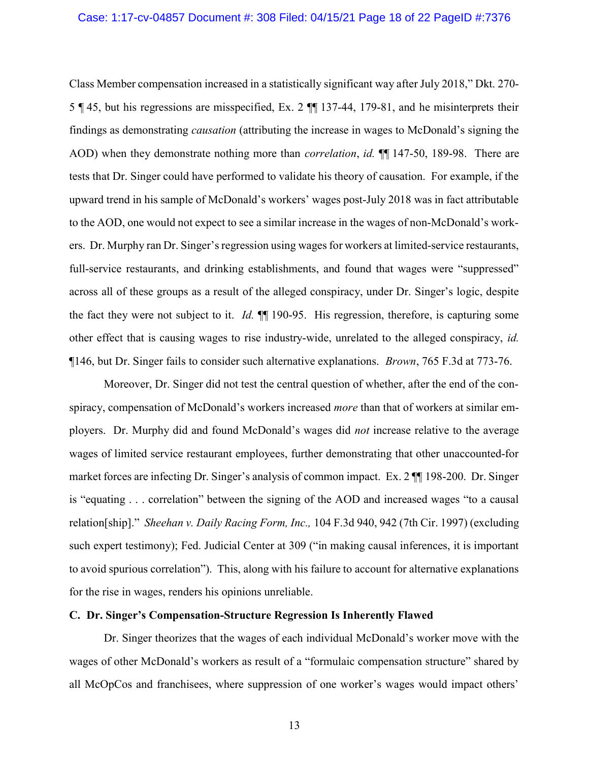Class Member compensation increased in a statistically significant way after July 2018," Dkt. 270-5 ¶ 45, but his regressions are misspecified, Ex. 2 ¶¶ 137-44, 179-81, and he misinterprets their findings as demonstrating *causation* (attributing the increase in wages to McDonald's signing the AOD) when they demonstrate nothing more than *correlation*, *id.* ¶¶ 147-50, 189-98. There are tests that Dr. Singer could have performed to validate his theory of causation. For example, if the upward trend in his sample of McDonald's workers' wages post-July 2018 was in fact attributable to the AOD, one would not expect to see a similar increase in the wages of non-McDonald's workers. Dr. Murphy ran Dr. Singer's regression using wages for workers at limited-service restaurants, full-service restaurants, and drinking establishments, and found that wages were "suppressed" across all of these groups as a result of the alleged conspiracy, under Dr. Singer's logic, despite the fact they were not subject to it. *Id.* ¶¶ 190-95. His regression, therefore, is capturing some other effect that is causing wages to rise industry-wide, unrelated to the alleged conspiracy, *id.* ¶146, but Dr. Singer fails to consider such alternative explanations. *Brown*, 765 F.3d at 773-76.

Moreover, Dr. Singer did not test the central question of whether, after the end of the conspiracy, compensation of McDonald's workers increased *more* than that of workers at similar employers. Dr. Murphy did and found McDonald's wages did *not* increase relative to the average wages of limited service restaurant employees, further demonstrating that other unaccounted-for market forces are infecting Dr. Singer's analysis of common impact. Ex. 2 ¶¶ 198-200. Dr. Singer is "equating . . . correlation" between the signing of the AOD and increased wages "to a causal relation[ship]." *Sheehan v. Daily Racing Form, Inc.,* 104 F.3d 940, 942 (7th Cir. 1997) (excluding such expert testimony); Fed. Judicial Center at 309 ("in making causal inferences, it is important to avoid spurious correlation"). This, along with his failure to account for alternative explanations for the rise in wages, renders his opinions unreliable.

### C. Dr. Singer's Compensation-Structure Regression Is Inherently Flawed

Dr. Singer theorizes that the wages of each individual McDonald's worker move with the wages of other McDonald's workers as result of a "formulaic compensation structure" shared by all McOpCos and franchisees, where suppression of one worker's wages would impact others'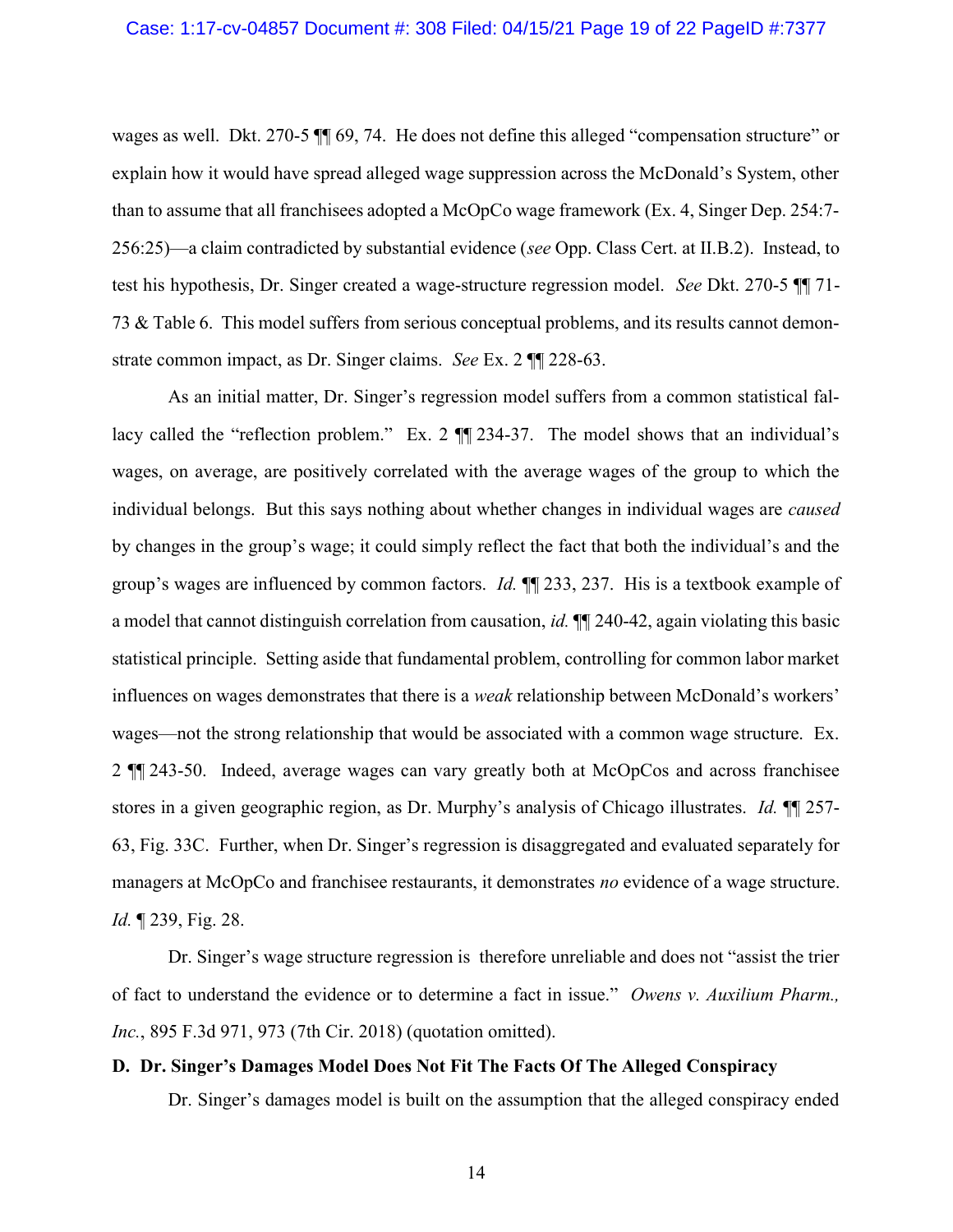wages as well. Dkt. 270-5 ¶¶ 69, 74. He does not define this alleged "compensation structure" or explain how it would have spread alleged wage suppression across the McDonald's System, other than to assume that all franchisees adopted a McOpCo wage framework (Ex. 4, Singer Dep. 254:7-256:25)—a claim contradicted by substantial evidence (*see* Opp. Class Cert. at II.B.2). Instead, to test his hypothesis, Dr. Singer created a wage-structure regression model. *See* Dkt. 270-5 ¶¶ 71-73 & Table 6. This model suffers from serious conceptual problems, and its results cannot demonstrate common impact, as Dr. Singer claims. *See* Ex. 2 ¶¶ 228-63.

As an initial matter, Dr. Singer's regression model suffers from a common statistical fallacy called the "reflection problem." Ex. 2 ¶¶ 234-37. The model shows that an individual's wages, on average, are positively correlated with the average wages of the group to which the individual belongs. But this says nothing about whether changes in individual wages are *caused* by changes in the group's wage; it could simply reflect the fact that both the individual's and the group's wages are influenced by common factors. *Id.* ¶¶ 233, 237. His is a textbook example of a model that cannot distinguish correlation from causation, *id.* ¶¶ 240-42, again violating this basic statistical principle. Setting aside that fundamental problem, controlling for common labor market influences on wages demonstrates that there is a *weak* relationship between McDonald's workers' wages—not the strong relationship that would be associated with a common wage structure. Ex. 2 ¶¶ 243-50. Indeed, average wages can vary greatly both at McOpCos and across franchisee stores in a given geographic region, as Dr. Murphy's analysis of Chicago illustrates. *Id.* ¶¶ 257-63, Fig. 33C. Further, when Dr. Singer's regression is disaggregated and evaluated separately for managers at McOpCo and franchisee restaurants, it demonstrates *no* evidence of a wage structure. *Id.* ¶ 239, Fig. 28.

Dr. Singer's wage structure regression is therefore unreliable and does not "assist the trier of fact to understand the evidence or to determine a fact in issue." *Owens v. Auxilium Pharm., Inc.*, 895 F.3d 971, 973 (7th Cir. 2018) (quotation omitted).

### D. Dr. Singer's Damages Model Does Not Fit The Facts Of The Alleged Conspiracy

Dr. Singer's damages model is built on the assumption that the alleged conspiracy ended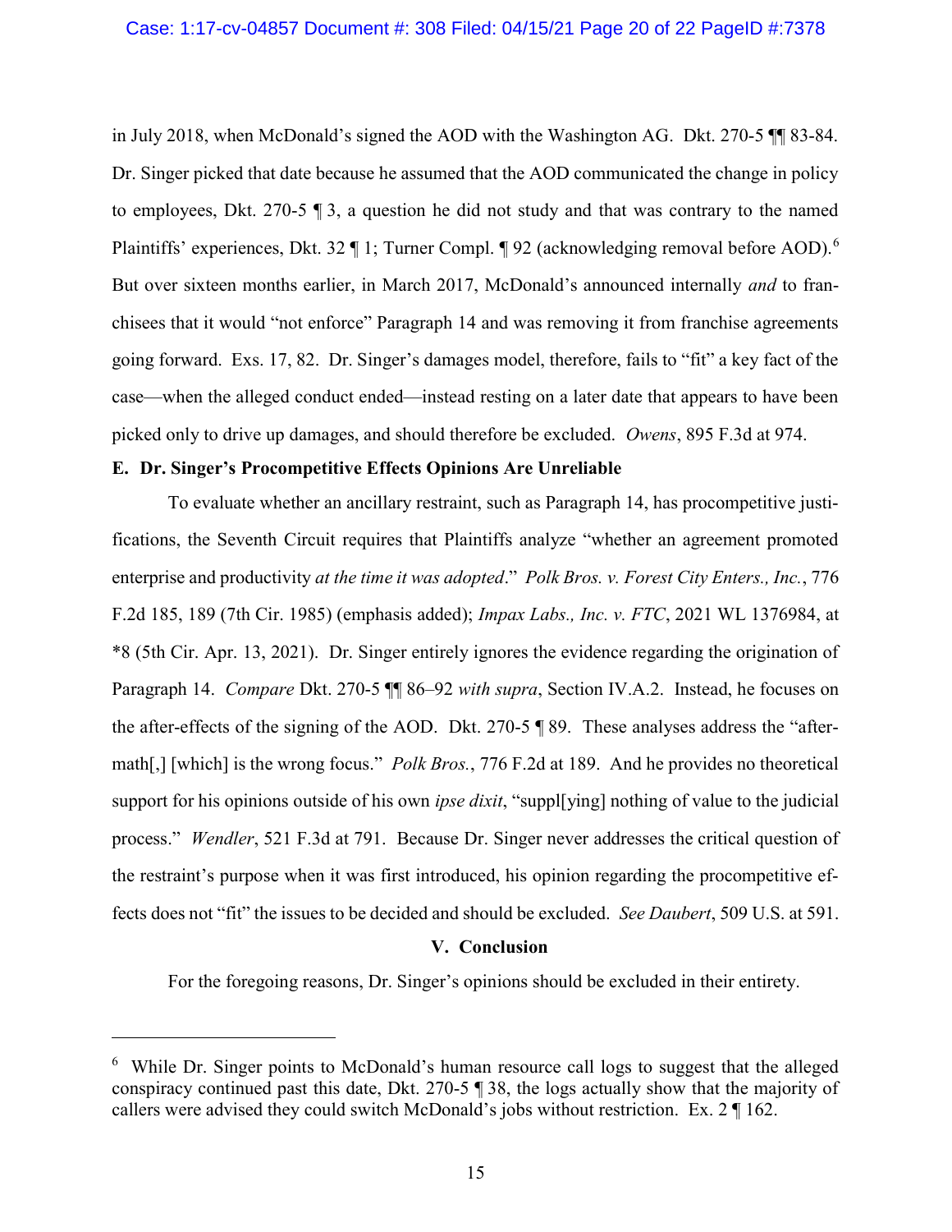in July 2018, when McDonald's signed the AOD with the Washington AG. Dkt. 270-5 ¶¶ 83-84. Dr. Singer picked that date because he assumed that the AOD communicated the change in policy to employees, Dkt. 270-5 ¶ 3, a question he did not study and that was contrary to the named Plaintiffs' experiences, Dkt. 32 ¶ 1; Turner Compl. ¶ 92 (acknowledging removal before AOD).[6] But over sixteen months earlier, in March 2017, McDonald's announced internally *and* to franchisees that it would "not enforce" Paragraph 14 and was removing it from franchise agreements going forward. Exs. 17, 82. Dr. Singer's damages model, therefore, fails to "fit" a key fact of the case—when the alleged conduct ended—instead resting on a later date that appears to have been picked only to drive up damages, and should therefore be excluded. *Owens*, 895 F.3d at 974.

### E. Dr. Singer's Procompetitive Effects Opinions Are Unreliable

To evaluate whether an ancillary restraint, such as Paragraph 14, has procompetitive justifications, the Seventh Circuit requires that Plaintiffs analyze "whether an agreement promoted enterprise and productivity *at the time it was adopted*." *Polk Bros. v. Forest City Enters., Inc.*, 776 F.2d 185, 189 (7th Cir. 1985) (emphasis added); *Impax Labs., Inc. v. FTC*, 2021 WL 1376984, at *8 (5th Cir. Apr. 13, 2021). Dr. Singer entirely ignores the evidence regarding the origination of Paragraph 14. *Compare* Dkt. 270-5 ¶¶ 86–92 *with supra*, Section IV.A.2. Instead, he focuses on the after-effects of the signing of the AOD. Dkt. 270-5 ¶ 89. These analyses address the "aftermath[,] [which] is the wrong focus." *Polk Bros.*, 776 F.2d at 189. And he provides no theoretical support for his opinions outside of his own *ipse dixit*, "suppl[ying] nothing of value to the judicial process." *Wendler*, 521 F.3d at 791. Because Dr. Singer never addresses the critical question of the restraint's purpose when it was first introduced, his opinion regarding the procompetitive effects does not "fit" the issues to be decided and should be excluded. *See Daubert*, 509 U.S. at 591.

## V. Conclusion

For the foregoing reasons, Dr. Singer's opinions should be excluded in their entirety.

---

[6] While Dr. Singer points to McDonald's human resource call logs to suggest that the alleged conspiracy continued past this date, Dkt. 270-5 ¶ 38, the logs actually show that the majority of callers were advised they could switch McDonald's jobs without restriction. Ex. 2 ¶ 162.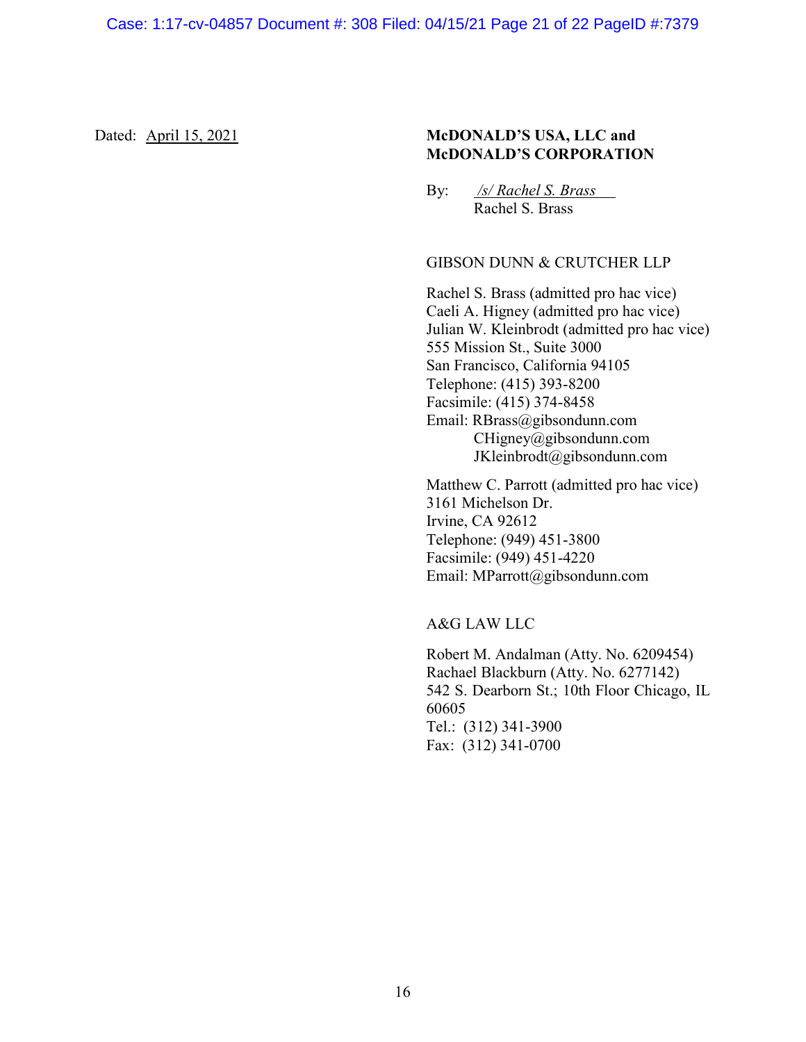Dated: April 15, 2021

**McDONALD'S USA, LLC and McDONALD'S CORPORATION**

By: */s/ Rachel S. Brass*
Rachel S. Brass

GIBSON DUNN & CRUTCHER LLP

Rachel S. Brass (admitted pro hac vice)
Caeli A. Higney (admitted pro hac vice)
Julian W. Kleinbrodt (admitted pro hac vice)
555 Mission St., Suite 3000
San Francisco, California 94105
Telephone: (415) 393-8200
Facsimile: (415) 374-8458
Email: RBrass@gibsondunn.com
CHigney@gibsondunn.com
JKleinbrodt@gibsondunn.com

Matthew C. Parrott (admitted pro hac vice)
3161 Michelson Dr.
Irvine, CA 92612
Telephone: (949) 451-3800
Facsimile: (949) 451-4220
Email: MParrott@gibsondunn.com

A&G LAW LLC

Robert M. Andalman (Atty. No. 6209454)
Rachael Blackburn (Atty. No. 6277142)
542 S. Dearborn St.; 10th Floor Chicago, IL 60605
Tel.: (312) 341-3900
Fax: (312) 341-0700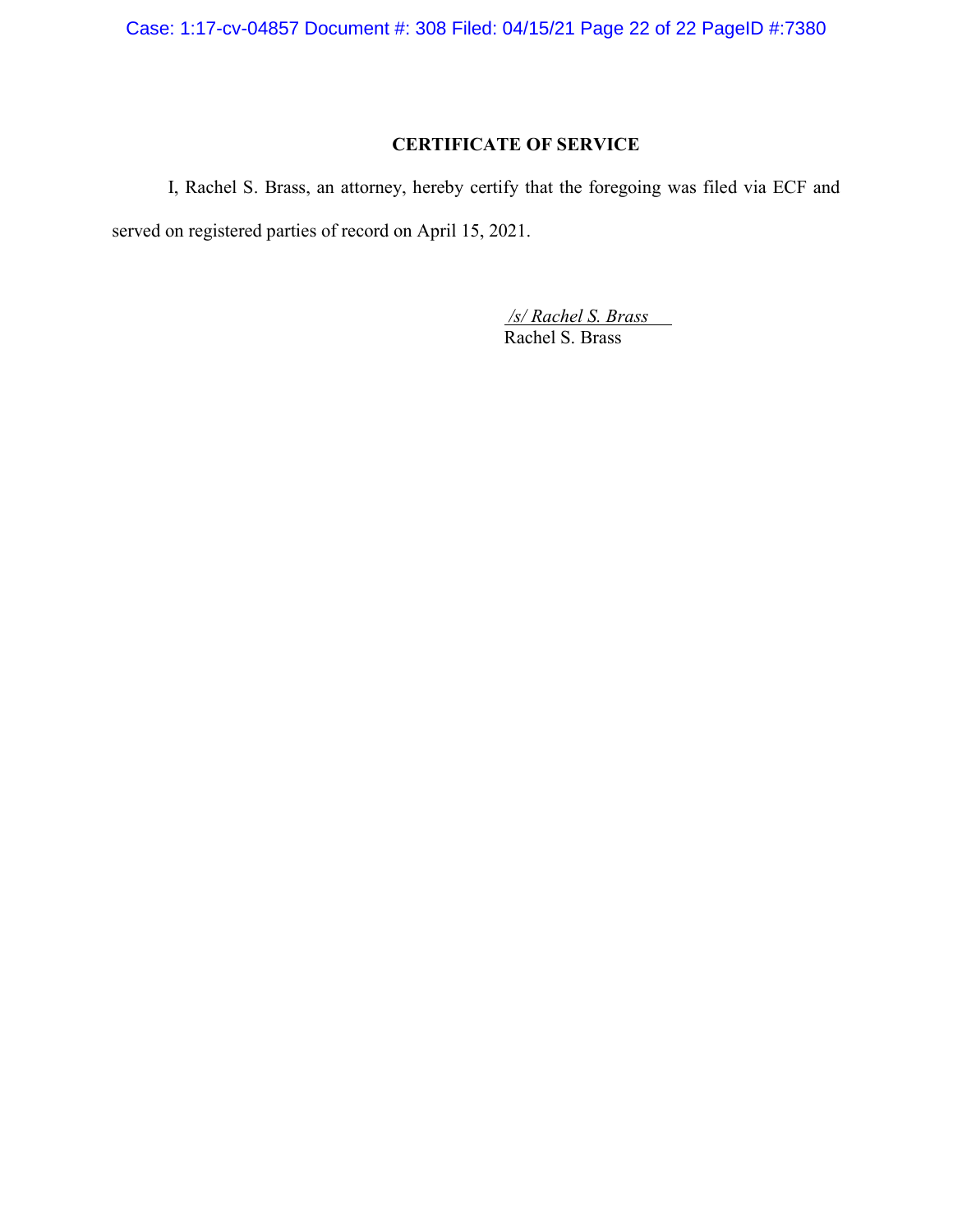## CERTIFICATE OF SERVICE

I, Rachel S. Brass, an attorney, hereby certify that the foregoing was filed via ECF and served on registered parties of record on April 15, 2021.

*/s/ Rachel S. Brass*
Rachel S. Brass